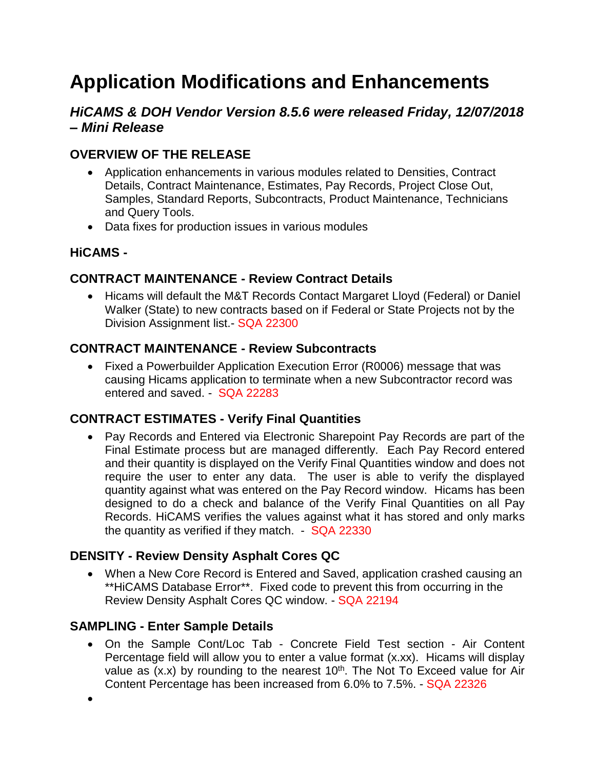# Application Modifications and Enhancements

## *HiCAMS & DOH Vendor Version 8.5.6 were released Friday, 12/07/2018 – Mini Release*

### OVERVIEW OF THE RELEASE

- Application enhancements in various modules related to Densities, Contract Details, Contract Maintenance, Estimates, Pay Records, Project Close Out, Samples, Standard Reports, Subcontracts, Product Maintenance, Technicians and Query Tools.
- Data fixes for production issues in various modules

### HiCAMS -

### CONTRACT MAINTENANCE - Review Contract Details

- Hicams will default the M&T Records Contact Margaret Lloyd (Federal) or Daniel Walker (State) to new contracts based on if Federal or State Projects not by the Division Assignment list.- SQA 22300

### CONTRACT MAINTENANCE - Review Subcontracts

- Fixed a Powerbuilder Application Execution Error (R0006) message that was causing Hicams application to terminate when a new Subcontractor record was entered and saved. - SQA 22283

### CONTRACT ESTIMATES - Verify Final Quantities

- Pay Records and Entered via Electronic Sharepoint Pay Records are part of the Final Estimate process but are managed differently. Each Pay Record entered and their quantity is displayed on the Verify Final Quantities window and does not require the user to enter any data. The user is able to verify the displayed quantity against what was entered on the Pay Record window. Hicams has been designed to do a check and balance of the Verify Final Quantities on all Pay Records. HiCAMS verifies the values against what it has stored and only marks the quantity as verified if they match. - SQA 22330

### DENSITY - Review Density Asphalt Cores QC

- When a New Core Record is Entered and Saved, application crashed causing an **HiCAMS Database Error**. Fixed code to prevent this from occurring in the Review Density Asphalt Cores QC window. - SQA 22194

### SAMPLING - Enter Sample Details

- On the Sample Cont/Loc Tab - Concrete Field Test section - Air Content Percentage field will allow you to enter a value format (x.xx). Hicams will display value as (x.x) by rounding to the nearest 10th. The Not To Exceed value for Air Content Percentage has been increased from 6.0% to 7.5%. - SQA 22326
-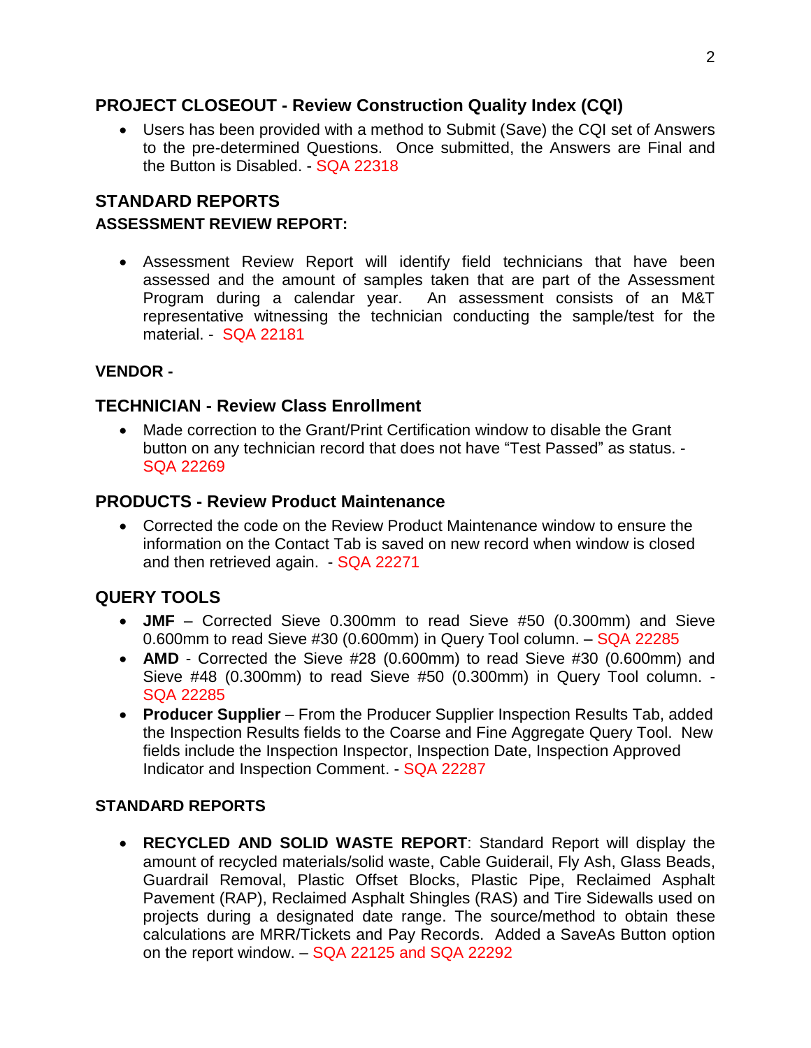## PROJECT CLOSEOUT - Review Construction Quality Index (CQI)

- Users has been provided with a method to Submit (Save) the CQI set of Answers to the pre-determined Questions. Once submitted, the Answers are Final and the Button is Disabled. - SQA 22318

## STANDARD REPORTS

### ASSESSMENT REVIEW REPORT:

- Assessment Review Report will identify field technicians that have been assessed and the amount of samples taken that are part of the Assessment Program during a calendar year. An assessment consists of an M&T representative witnessing the technician conducting the sample/test for the material. - SQA 22181

### VENDOR -

## TECHNICIAN - Review Class Enrollment

- Made correction to the Grant/Print Certification window to disable the Grant button on any technician record that does not have "Test Passed" as status. - SQA 22269

## PRODUCTS - Review Product Maintenance

- Corrected the code on the Review Product Maintenance window to ensure the information on the Contact Tab is saved on new record when window is closed and then retrieved again. - SQA 22271

## QUERY TOOLS

- **JMF** – Corrected Sieve 0.300mm to read Sieve #50 (0.300mm) and Sieve 0.600mm to read Sieve #30 (0.600mm) in Query Tool column. – SQA 22285
- **AMD** - Corrected the Sieve #28 (0.600mm) to read Sieve #30 (0.600mm) and Sieve #48 (0.300mm) to read Sieve #50 (0.300mm) in Query Tool column. - SQA 22285
- **Producer Supplier** – From the Producer Supplier Inspection Results Tab, added the Inspection Results fields to the Coarse and Fine Aggregate Query Tool. New fields include the Inspection Inspector, Inspection Date, Inspection Approved Indicator and Inspection Comment. - SQA 22287

### STANDARD REPORTS

- **RECYCLED AND SOLID WASTE REPORT**: Standard Report will display the amount of recycled materials/solid waste, Cable Guiderail, Fly Ash, Glass Beads, Guardrail Removal, Plastic Offset Blocks, Plastic Pipe, Reclaimed Asphalt Pavement (RAP), Reclaimed Asphalt Shingles (RAS) and Tire Sidewalls used on projects during a designated date range. The source/method to obtain these calculations are MRR/Tickets and Pay Records. Added a SaveAs Button option on the report window. – SQA 22125 and SQA 22292